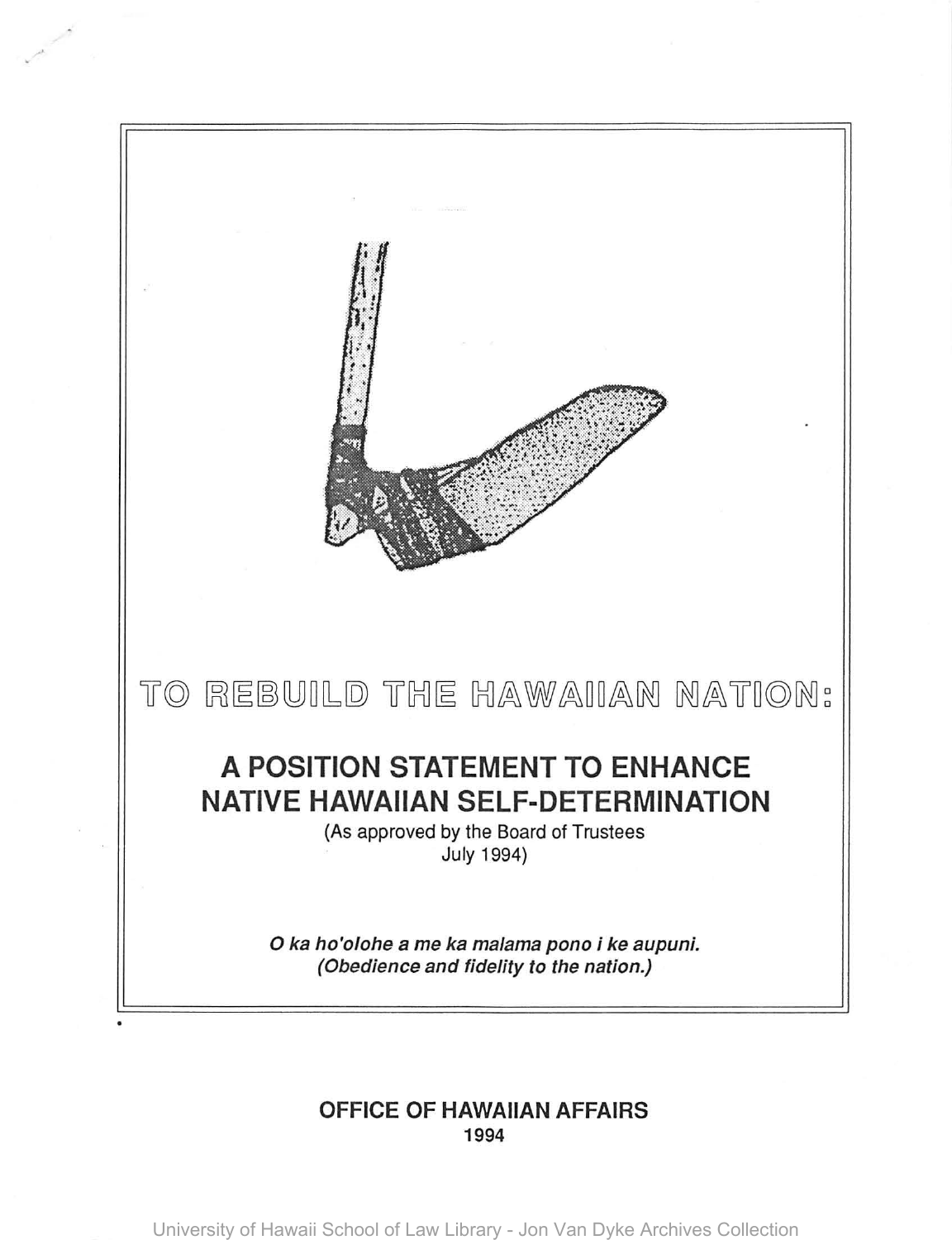# TO REBUILD THE HAWAIIAN NATION:

## A POSITION STATEMENT TO ENHANCE NATIVE HAWAIIAN SELF-DETERMINATION

(As approved by the Board of Trustees July 1994)

***O ka ho'olohe a me ka malama pono i ke aupuni.***
***(Obedience and fidelity to the nation.)***

**OFFICE OF HAWAIIAN AFFAIRS**
**1994**

University of Hawaii School of Law Library - Jon Van Dyke Archives Collection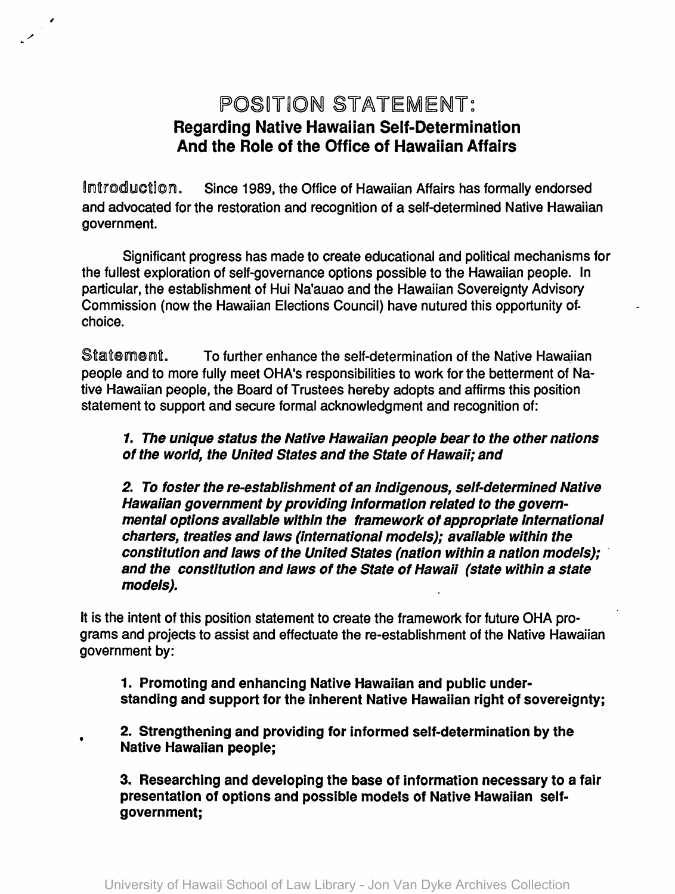# POSITION STATEMENT:
## Regarding Native Hawaiian Self-Determination And the Role of the Office of Hawaiian Affairs

**Introduction.** Since 1989, the Office of Hawaiian Affairs has formally endorsed and advocated for the restoration and recognition of a self-determined Native Hawaiian government.

Significant progress has made to create educational and political mechanisms for the fullest exploration of self-governance options possible to the Hawaiian people. In particular, the establishment of Hui Na'auao and the Hawaiian Sovereignty Advisory Commission (now the Hawaiian Elections Council) have nutured this opportunity of choice.

**Statement.** To further enhance the self-determination of the Native Hawaiian people and to more fully meet OHA's responsibilities to work for the betterment of Native Hawaiian people, the Board of Trustees hereby adopts and affirms this position statement to support and secure formal acknowledgment and recognition of:

> ***1. The unique status the Native Hawaiian people bear to the other nations of the world, the United States and the State of Hawaii; and***
>
> ***2. To foster the re-establishment of an indigenous, self-determined Native Hawaiian government by providing information related to the governmental options available within the framework of appropriate international charters, treaties and laws (international models); available within the constitution and laws of the United States (nation within a nation models); and the constitution and laws of the State of Hawaii (state within a state models).***

It is the intent of this position statement to create the framework for future OHA programs and projects to assist and effectuate the re-establishment of the Native Hawaiian government by:

> **1. Promoting and enhancing Native Hawaiian and public understanding and support for the inherent Native Hawaiian right of sovereignty;**
>
> **2. Strengthening and providing for informed self-determination by the Native Hawaiian people;**
>
> **3. Researching and developing the base of information necessary to a fair presentation of options and possible models of Native Hawaiian self-government;**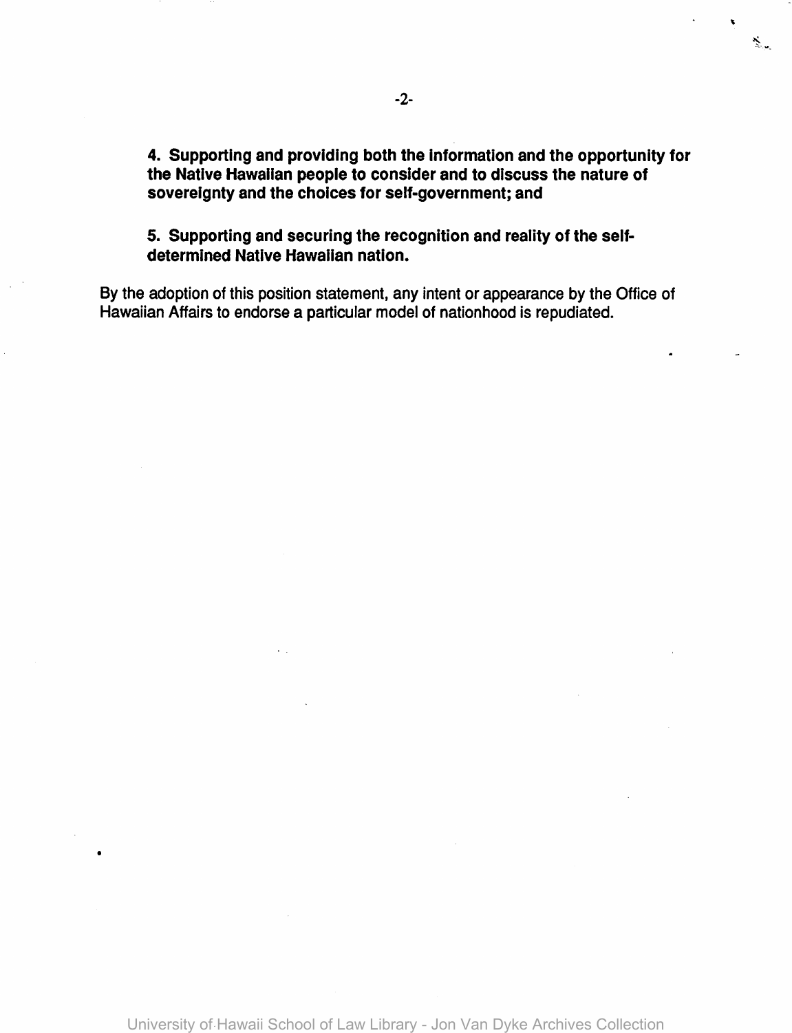**4. Supporting and providing both the information and the opportunity for the Native Hawaiian people to consider and to discuss the nature of sovereignty and the choices for self-government; and**

**5. Supporting and securing the recognition and reality of the self-determined Native Hawaiian nation.**

By the adoption of this position statement, any intent or appearance by the Office of Hawaiian Affairs to endorse a particular model of nationhood is repudiated.